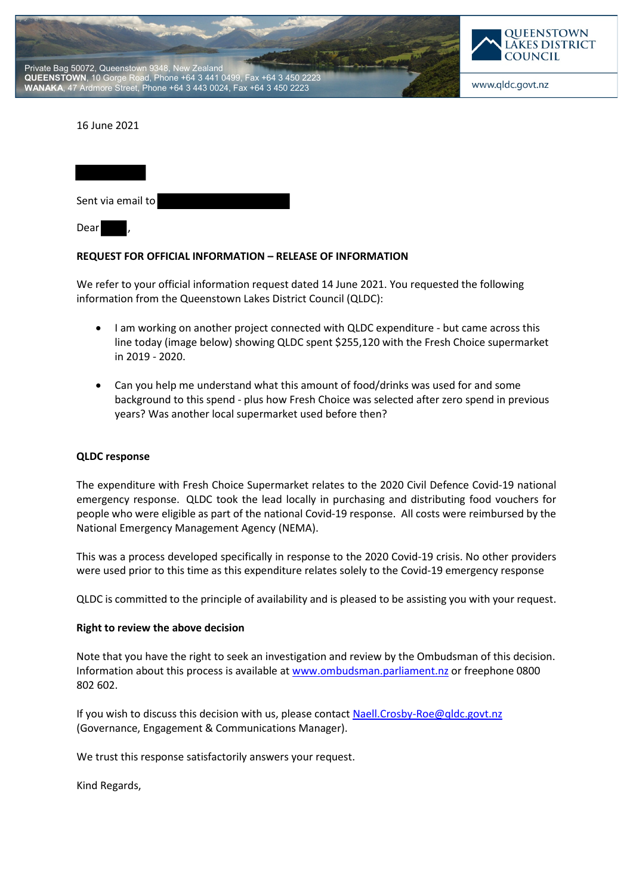Private Bag 50072, Queenstown 9348, New Zealand
**QUEENSTOWN**, 10 Gorge Road, Phone +64 3 441 0499, Fax +64 3 450 2223
**WANAKA**, 47 Ardmore Street, Phone +64 3 443 0024, Fax +64 3 450 2223

QUEENSTOWN LAKES DISTRICT COUNCIL
www.qldc.govt.nz

16 June 2021

Sent via email to

Dear ,

**REQUEST FOR OFFICIAL INFORMATION – RELEASE OF INFORMATION**

We refer to your official information request dated 14 June 2021. You requested the following information from the Queenstown Lakes District Council (QLDC):

- I am working on another project connected with QLDC expenditure - but came across this line today (image below) showing QLDC spent $255,120 with the Fresh Choice supermarket in 2019 - 2020.
- Can you help me understand what this amount of food/drinks was used for and some background to this spend - plus how Fresh Choice was selected after zero spend in previous years? Was another local supermarket used before then?

**QLDC response**

The expenditure with Fresh Choice Supermarket relates to the 2020 Civil Defence Covid-19 national emergency response. QLDC took the lead locally in purchasing and distributing food vouchers for people who were eligible as part of the national Covid-19 response. All costs were reimbursed by the National Emergency Management Agency (NEMA).

This was a process developed specifically in response to the 2020 Covid-19 crisis. No other providers were used prior to this time as this expenditure relates solely to the Covid-19 emergency response

QLDC is committed to the principle of availability and is pleased to be assisting you with your request.

**Right to review the above decision**

Note that you have the right to seek an investigation and review by the Ombudsman of this decision. Information about this process is available at www.ombudsman.parliament.nz or freephone 0800 802 602.

If you wish to discuss this decision with us, please contact Naell.Crosby-Roe@qldc.govt.nz (Governance, Engagement & Communications Manager).

We trust this response satisfactorily answers your request.

Kind Regards,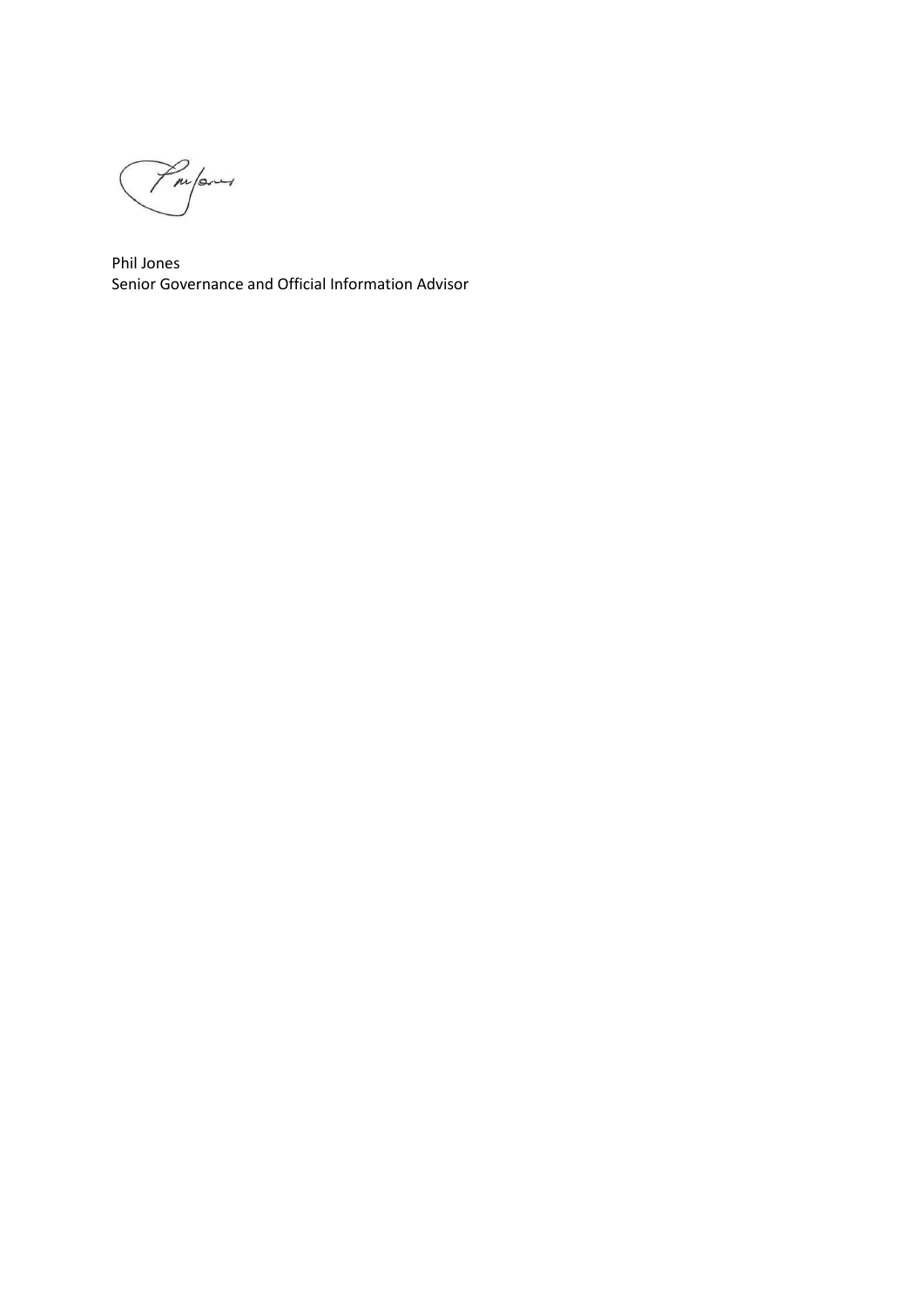Phil Jones
Senior Governance and Official Information Advisor